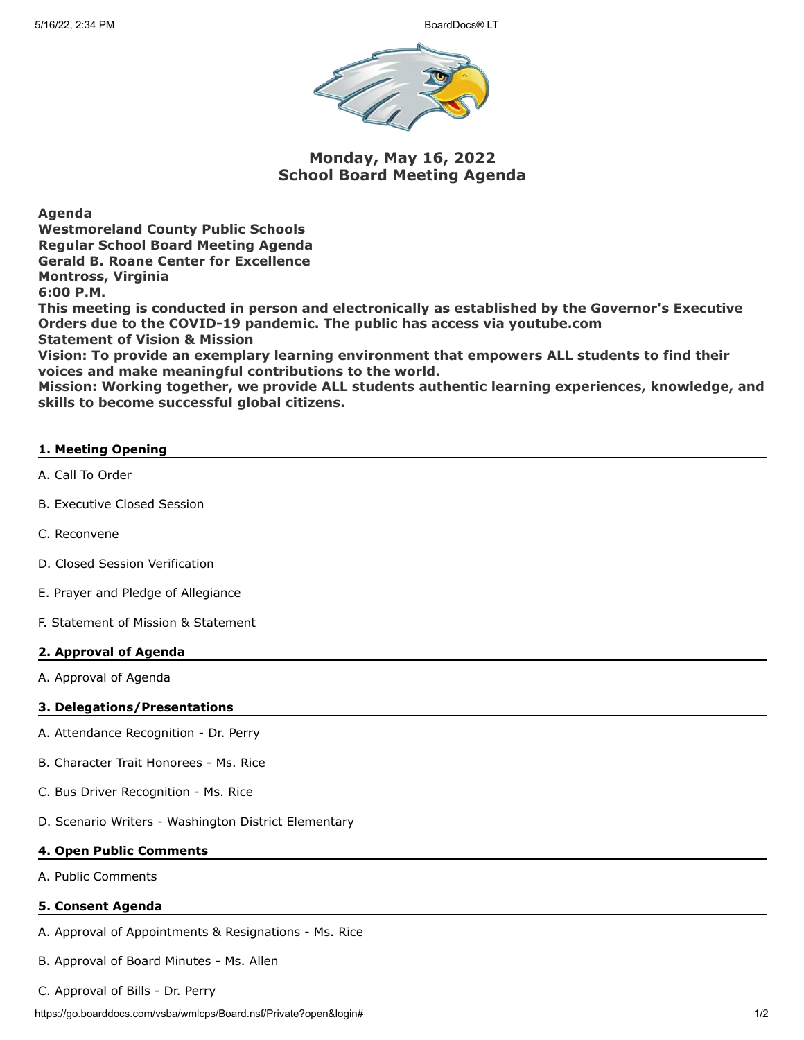# Monday, May 16, 2022
# School Board Meeting Agenda

**Agenda**
**Westmoreland County Public Schools**
**Regular School Board Meeting Agenda**
**Gerald B. Roane Center for Excellence**
**Montross, Virginia**
**6:00 P.M.**
**This meeting is conducted in person and electronically as established by the Governor's Executive Orders due to the COVID-19 pandemic. The public has access via youtube.com**
**Statement of Vision & Mission**
**Vision: To provide an exemplary learning environment that empowers ALL students to find their voices and make meaningful contributions to the world.**
**Mission: Working together, we provide ALL students authentic learning experiences, knowledge, and skills to become successful global citizens.**

## 1. Meeting Opening

A. Call To Order

B. Executive Closed Session

C. Reconvene

D. Closed Session Verification

E. Prayer and Pledge of Allegiance

F. Statement of Mission & Statement

## 2. Approval of Agenda

A. Approval of Agenda

## 3. Delegations/Presentations

A. Attendance Recognition - Dr. Perry

B. Character Trait Honorees - Ms. Rice

C. Bus Driver Recognition - Ms. Rice

D. Scenario Writers - Washington District Elementary

## 4. Open Public Comments

A. Public Comments

## 5. Consent Agenda

A. Approval of Appointments & Resignations - Ms. Rice

B. Approval of Board Minutes - Ms. Allen

C. Approval of Bills - Dr. Perry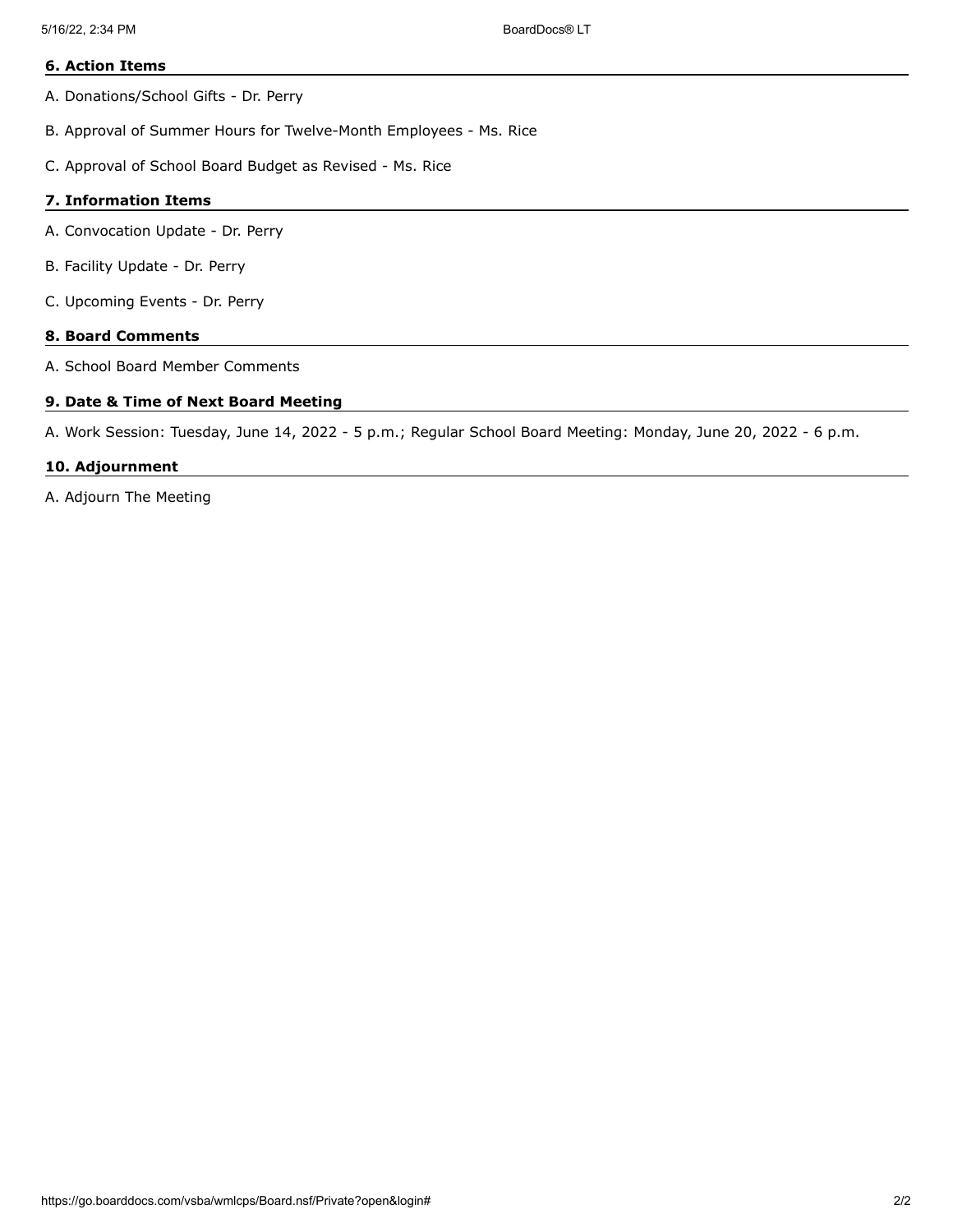## 6. Action Items

A. Donations/School Gifts - Dr. Perry

B. Approval of Summer Hours for Twelve-Month Employees - Ms. Rice

C. Approval of School Board Budget as Revised - Ms. Rice

## 7. Information Items

A. Convocation Update - Dr. Perry

B. Facility Update - Dr. Perry

C. Upcoming Events - Dr. Perry

## 8. Board Comments

A. School Board Member Comments

## 9. Date & Time of Next Board Meeting

A. Work Session: Tuesday, June 14, 2022 - 5 p.m.; Regular School Board Meeting: Monday, June 20, 2022 - 6 p.m.

## 10. Adjournment

A. Adjourn The Meeting